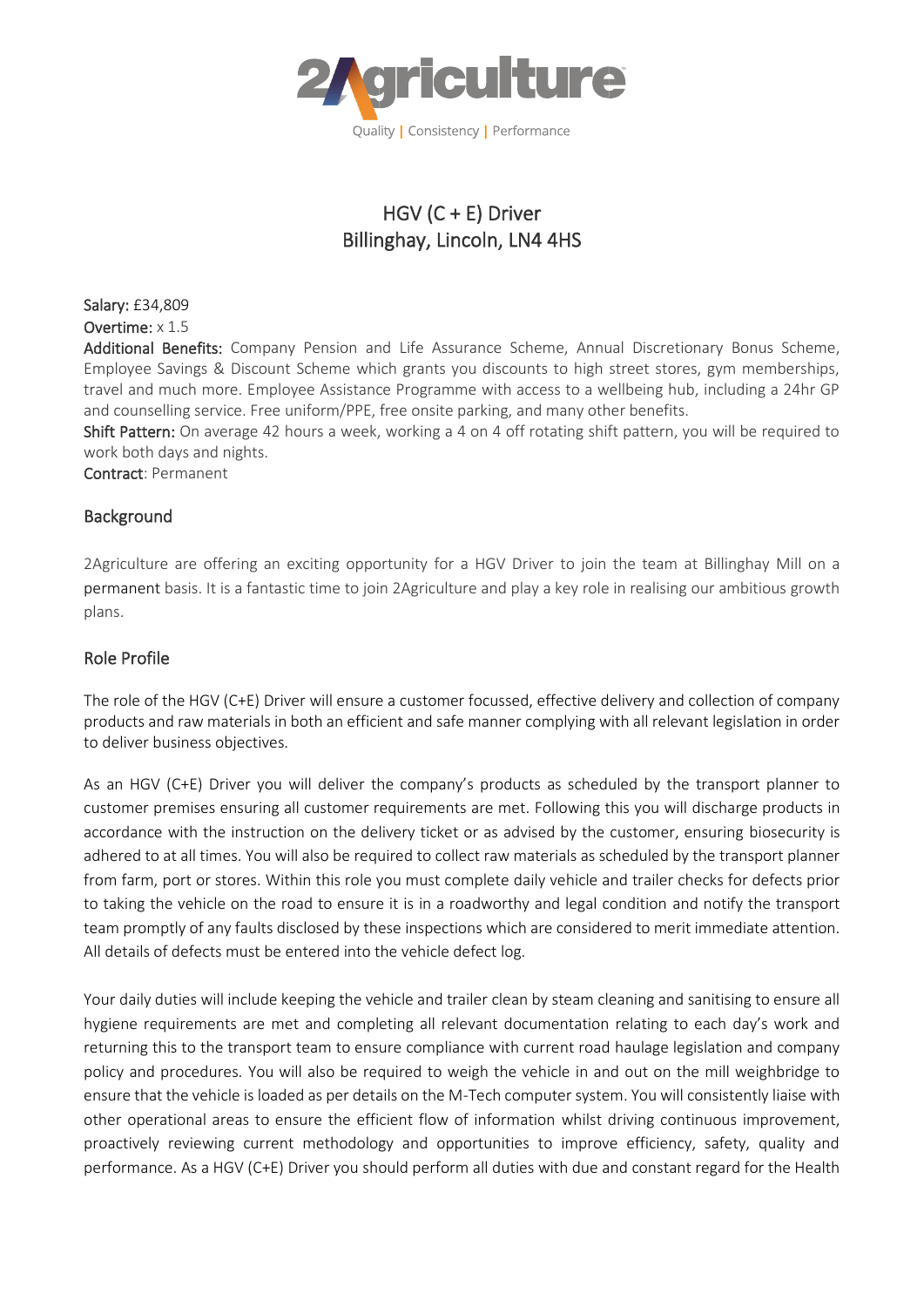2Agriculture

Quality | Consistency | Performance

# HGV (C + E) Driver
## Billinghay, Lincoln, LN4 4HS

**Salary:** £34,809

**Overtime:** x 1.5

**Additional Benefits:** Company Pension and Life Assurance Scheme, Annual Discretionary Bonus Scheme, Employee Savings & Discount Scheme which grants you discounts to high street stores, gym memberships, travel and much more. Employee Assistance Programme with access to a wellbeing hub, including a 24hr GP and counselling service. Free uniform/PPE, free onsite parking, and many other benefits.

**Shift Pattern:** On average 42 hours a week, working a 4 on 4 off rotating shift pattern, you will be required to work both days and nights.

**Contract**: Permanent

## Background

2Agriculture are offering an exciting opportunity for a HGV Driver to join the team at Billinghay Mill on a permanent basis. It is a fantastic time to join 2Agriculture and play a key role in realising our ambitious growth plans.

## Role Profile

The role of the HGV (C+E) Driver will ensure a customer focussed, effective delivery and collection of company products and raw materials in both an efficient and safe manner complying with all relevant legislation in order to deliver business objectives.

As an HGV (C+E) Driver you will deliver the company's products as scheduled by the transport planner to customer premises ensuring all customer requirements are met. Following this you will discharge products in accordance with the instruction on the delivery ticket or as advised by the customer, ensuring biosecurity is adhered to at all times. You will also be required to collect raw materials as scheduled by the transport planner from farm, port or stores. Within this role you must complete daily vehicle and trailer checks for defects prior to taking the vehicle on the road to ensure it is in a roadworthy and legal condition and notify the transport team promptly of any faults disclosed by these inspections which are considered to merit immediate attention. All details of defects must be entered into the vehicle defect log.

Your daily duties will include keeping the vehicle and trailer clean by steam cleaning and sanitising to ensure all hygiene requirements are met and completing all relevant documentation relating to each day's work and returning this to the transport team to ensure compliance with current road haulage legislation and company policy and procedures. You will also be required to weigh the vehicle in and out on the mill weighbridge to ensure that the vehicle is loaded as per details on the M-Tech computer system. You will consistently liaise with other operational areas to ensure the efficient flow of information whilst driving continuous improvement, proactively reviewing current methodology and opportunities to improve efficiency, safety, quality and performance. As a HGV (C+E) Driver you should perform all duties with due and constant regard for the Health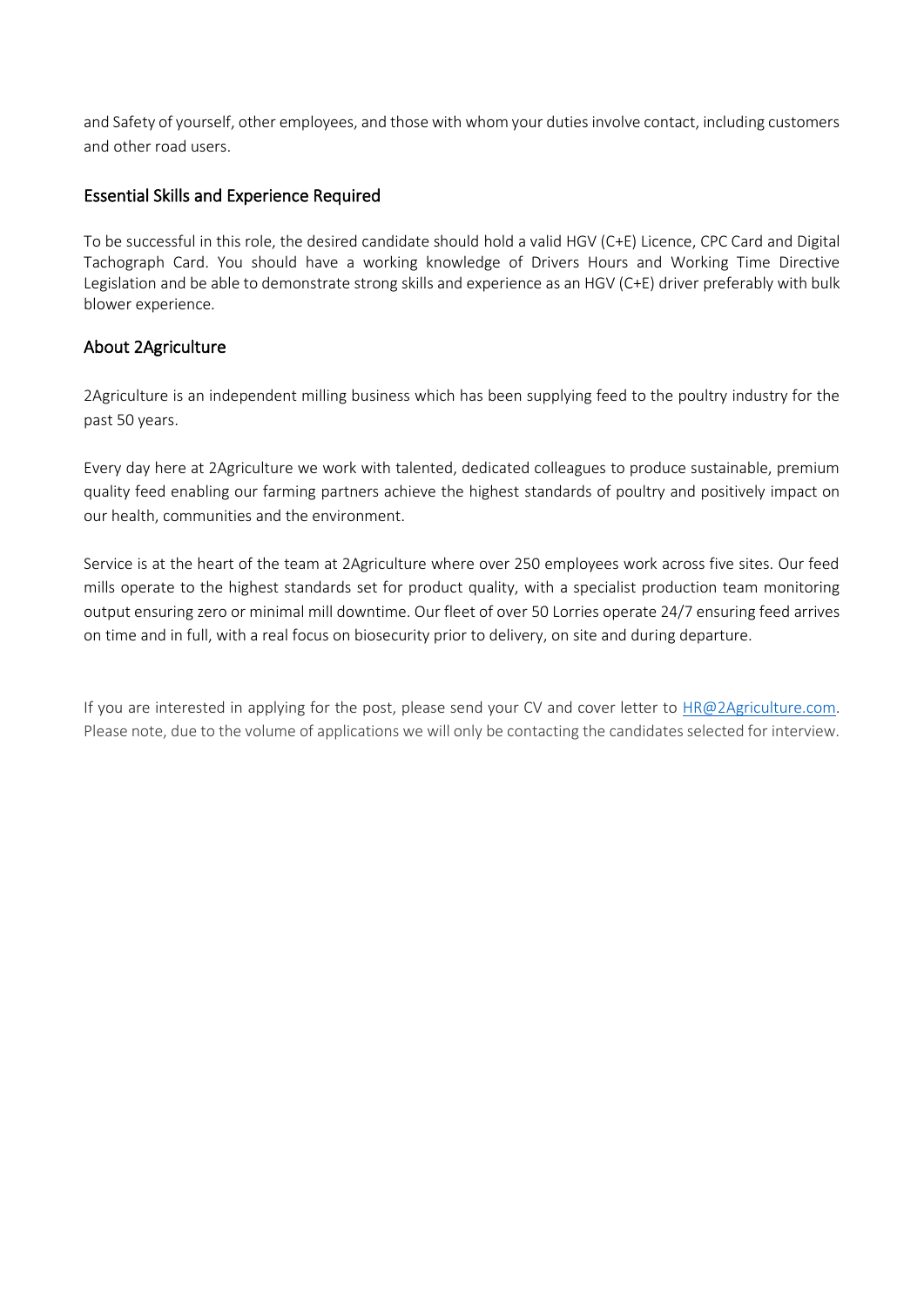and Safety of yourself, other employees, and those with whom your duties involve contact, including customers and other road users.

## Essential Skills and Experience Required

To be successful in this role, the desired candidate should hold a valid HGV (C+E) Licence, CPC Card and Digital Tachograph Card. You should have a working knowledge of Drivers Hours and Working Time Directive Legislation and be able to demonstrate strong skills and experience as an HGV (C+E) driver preferably with bulk blower experience.

## About 2Agriculture

2Agriculture is an independent milling business which has been supplying feed to the poultry industry for the past 50 years.

Every day here at 2Agriculture we work with talented, dedicated colleagues to produce sustainable, premium quality feed enabling our farming partners achieve the highest standards of poultry and positively impact on our health, communities and the environment.

Service is at the heart of the team at 2Agriculture where over 250 employees work across five sites. Our feed mills operate to the highest standards set for product quality, with a specialist production team monitoring output ensuring zero or minimal mill downtime. Our fleet of over 50 Lorries operate 24/7 ensuring feed arrives on time and in full, with a real focus on biosecurity prior to delivery, on site and during departure.

If you are interested in applying for the post, please send your CV and cover letter to HR@2Agriculture.com. Please note, due to the volume of applications we will only be contacting the candidates selected for interview.